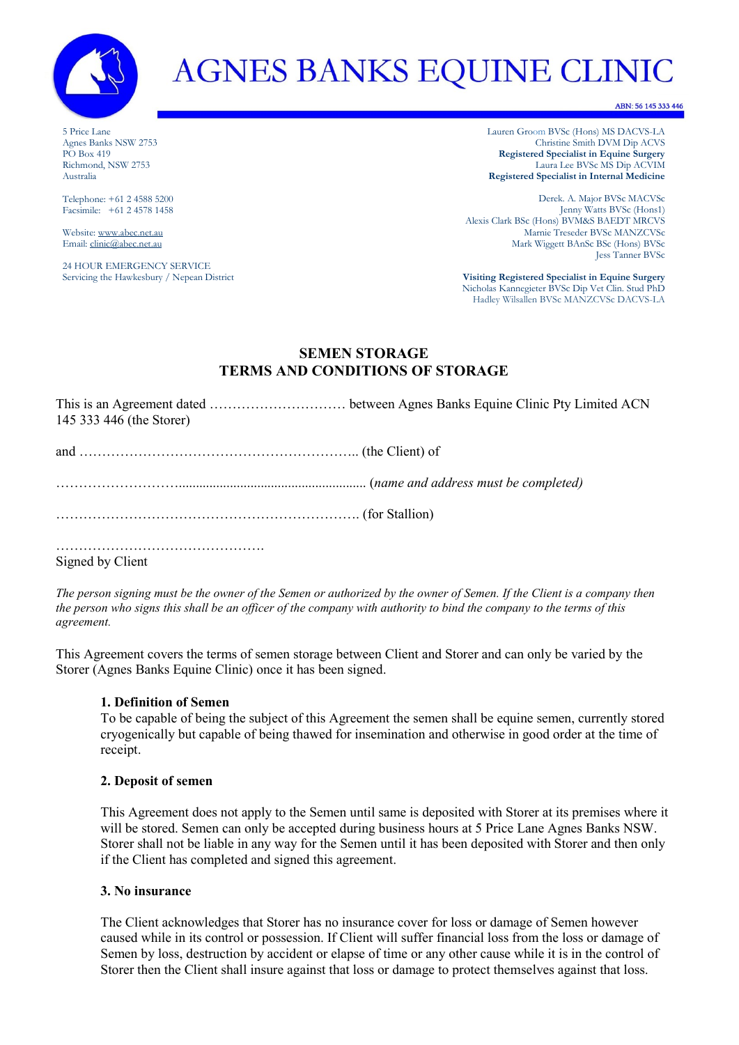# AGNES BANKS EQUINE CLINIC

ABN: 56 145 333 446

5 Price Lane
Agnes Banks NSW 2753
PO Box 419
Richmond, NSW 2753
Australia

Telephone: +61 2 4588 5200
Facsimile: +61 2 4578 1458

Website: www.abec.net.au
Email: clinic@abec.net.au

24 HOUR EMERGENCY SERVICE
Servicing the Hawkesbury / Nepean District

Lauren Groom BVSc (Hons) MS DACVS-LA
Christine Smith DVM Dip ACVS
**Registered Specialist in Equine Surgery**
Laura Lee BVSc MS Dip ACVIM
**Registered Specialist in Internal Medicine**

Derek. A. Major BVSc MACVSc
Jenny Watts BVSc (Hons1)
Alexis Clark BSc (Hons) BVM&S BAEDT MRCVS
Marnie Treseder BVSc MANZCVSc
Mark Wiggett BAnSc BSc (Hons) BVSc
Jess Tanner BVSc

**Visiting Registered Specialist in Equine Surgery**
Nicholas Kannegieter BVSc Dip Vet Clin. Stud PhD
Hadley Wilsallen BVSc MANZCVSc DACVS-LA

## SEMEN STORAGE
## TERMS AND CONDITIONS OF STORAGE

This is an Agreement dated ………………………… between Agnes Banks Equine Clinic Pty Limited ACN 145 333 446 (the Storer)

and …………………………………………………….. (the Client) of

……………………….................................................... (*name and address must be completed)*

…………………………………………………………. (for Stallion)

……………………………………….
Signed by Client

*The person signing must be the owner of the Semen or authorized by the owner of Semen. If the Client is a company then the person who signs this shall be an officer of the company with authority to bind the company to the terms of this agreement.*

This Agreement covers the terms of semen storage between Client and Storer and can only be varied by the Storer (Agnes Banks Equine Clinic) once it has been signed.

**1. Definition of Semen**
To be capable of being the subject of this Agreement the semen shall be equine semen, currently stored cryogenically but capable of being thawed for insemination and otherwise in good order at the time of receipt.

**2. Deposit of semen**

This Agreement does not apply to the Semen until same is deposited with Storer at its premises where it will be stored. Semen can only be accepted during business hours at 5 Price Lane Agnes Banks NSW. Storer shall not be liable in any way for the Semen until it has been deposited with Storer and then only if the Client has completed and signed this agreement.

**3. No insurance**

The Client acknowledges that Storer has no insurance cover for loss or damage of Semen however caused while in its control or possession. If Client will suffer financial loss from the loss or damage of Semen by loss, destruction by accident or elapse of time or any other cause while it is in the control of Storer then the Client shall insure against that loss or damage to protect themselves against that loss.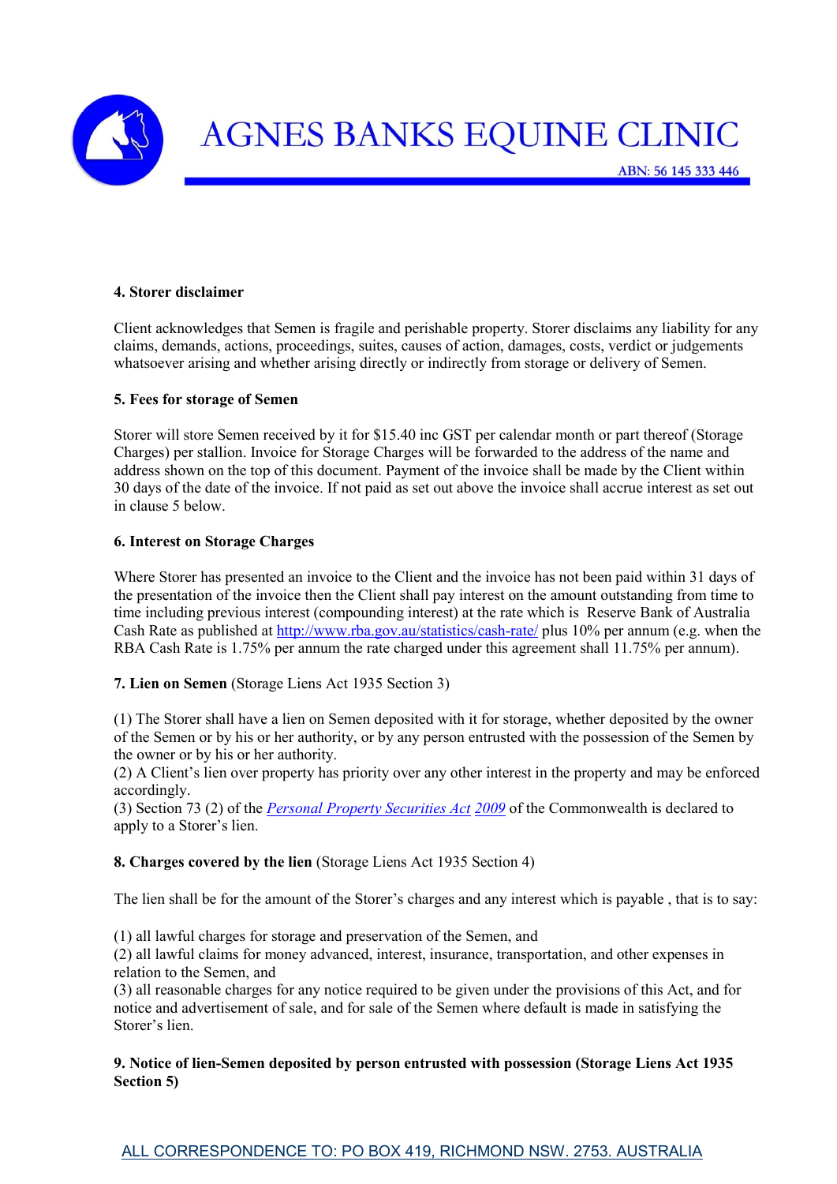**4. Storer disclaimer**

Client acknowledges that Semen is fragile and perishable property. Storer disclaims any liability for any claims, demands, actions, proceedings, suites, causes of action, damages, costs, verdict or judgements whatsoever arising and whether arising directly or indirectly from storage or delivery of Semen.

**5. Fees for storage of Semen**

Storer will store Semen received by it for $15.40 inc GST per calendar month or part thereof (Storage Charges) per stallion. Invoice for Storage Charges will be forwarded to the address of the name and address shown on the top of this document. Payment of the invoice shall be made by the Client within 30 days of the date of the invoice. If not paid as set out above the invoice shall accrue interest as set out in clause 5 below.

**6. Interest on Storage Charges**

Where Storer has presented an invoice to the Client and the invoice has not been paid within 31 days of the presentation of the invoice then the Client shall pay interest on the amount outstanding from time to time including previous interest (compounding interest) at the rate which is Reserve Bank of Australia Cash Rate as published at http://www.rba.gov.au/statistics/cash-rate/ plus 10% per annum (e.g. when the RBA Cash Rate is 1.75% per annum the rate charged under this agreement shall 11.75% per annum).

**7. Lien on Semen** (Storage Liens Act 1935 Section 3)

(1) The Storer shall have a lien on Semen deposited with it for storage, whether deposited by the owner of the Semen or by his or her authority, or by any person entrusted with the possession of the Semen by the owner or by his or her authority.
(2) A Client's lien over property has priority over any other interest in the property and may be enforced accordingly.
(3) Section 73 (2) of the *Personal Property Securities Act 2009* of the Commonwealth is declared to apply to a Storer's lien.

**8. Charges covered by the lien** (Storage Liens Act 1935 Section 4)

The lien shall be for the amount of the Storer's charges and any interest which is payable , that is to say:

(1) all lawful charges for storage and preservation of the Semen, and
(2) all lawful claims for money advanced, interest, insurance, transportation, and other expenses in relation to the Semen, and
(3) all reasonable charges for any notice required to be given under the provisions of this Act, and for notice and advertisement of sale, and for sale of the Semen where default is made in satisfying the Storer's lien.

**9. Notice of lien-Semen deposited by person entrusted with possession (Storage Liens Act 1935 Section 5)**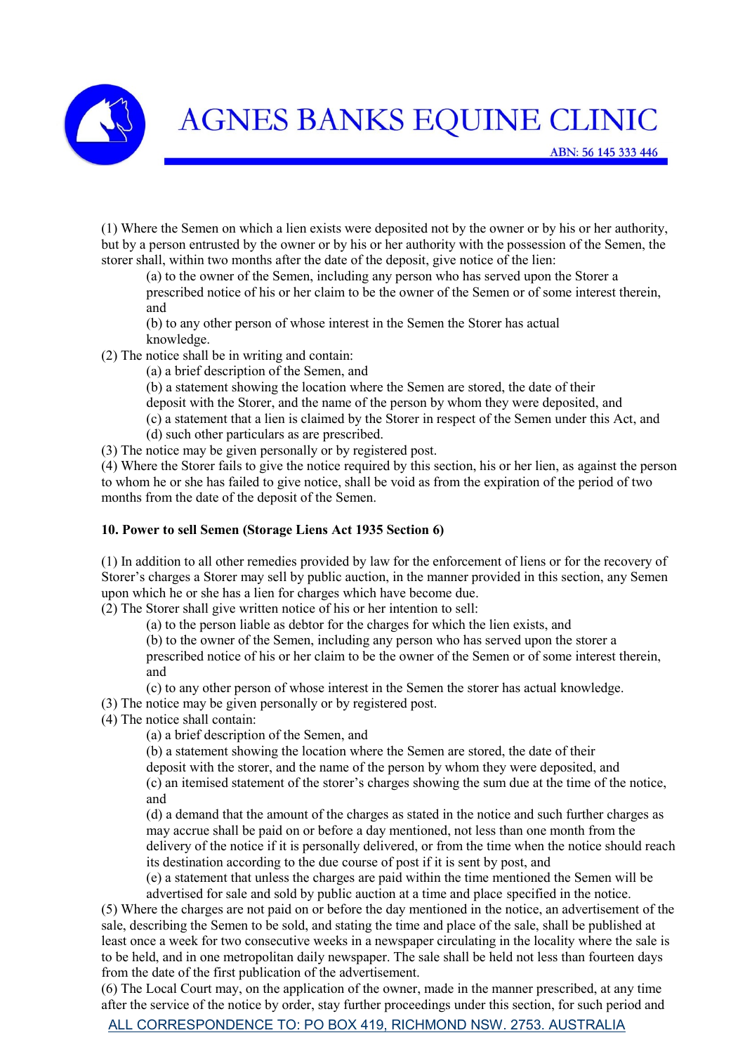(1) Where the Semen on which a lien exists were deposited not by the owner or by his or her authority, but by a person entrusted by the owner or by his or her authority with the possession of the Semen, the storer shall, within two months after the date of the deposit, give notice of the lien:

(a) to the owner of the Semen, including any person who has served upon the Storer a prescribed notice of his or her claim to be the owner of the Semen or of some interest therein, and

(b) to any other person of whose interest in the Semen the Storer has actual knowledge.

(2) The notice shall be in writing and contain:

(a) a brief description of the Semen, and

(b) a statement showing the location where the Semen are stored, the date of their deposit with the Storer, and the name of the person by whom they were deposited, and

(c) a statement that a lien is claimed by the Storer in respect of the Semen under this Act, and

(d) such other particulars as are prescribed.

(3) The notice may be given personally or by registered post.

(4) Where the Storer fails to give the notice required by this section, his or her lien, as against the person to whom he or she has failed to give notice, shall be void as from the expiration of the period of two months from the date of the deposit of the Semen.

**10. Power to sell Semen (Storage Liens Act 1935 Section 6)**

(1) In addition to all other remedies provided by law for the enforcement of liens or for the recovery of Storer's charges a Storer may sell by public auction, in the manner provided in this section, any Semen upon which he or she has a lien for charges which have become due.

(2) The Storer shall give written notice of his or her intention to sell:

(a) to the person liable as debtor for the charges for which the lien exists, and

(b) to the owner of the Semen, including any person who has served upon the storer a prescribed notice of his or her claim to be the owner of the Semen or of some interest therein, and

(c) to any other person of whose interest in the Semen the storer has actual knowledge.

(3) The notice may be given personally or by registered post.

(4) The notice shall contain:

(a) a brief description of the Semen, and

(b) a statement showing the location where the Semen are stored, the date of their deposit with the storer, and the name of the person by whom they were deposited, and

(c) an itemised statement of the storer's charges showing the sum due at the time of the notice, and

(d) a demand that the amount of the charges as stated in the notice and such further charges as may accrue shall be paid on or before a day mentioned, not less than one month from the delivery of the notice if it is personally delivered, or from the time when the notice should reach its destination according to the due course of post if it is sent by post, and

(e) a statement that unless the charges are paid within the time mentioned the Semen will be advertised for sale and sold by public auction at a time and place specified in the notice.

(5) Where the charges are not paid on or before the day mentioned in the notice, an advertisement of the sale, describing the Semen to be sold, and stating the time and place of the sale, shall be published at least once a week for two consecutive weeks in a newspaper circulating in the locality where the sale is to be held, and in one metropolitan daily newspaper. The sale shall be held not less than fourteen days from the date of the first publication of the advertisement.

(6) The Local Court may, on the application of the owner, made in the manner prescribed, at any time after the service of the notice by order, stay further proceedings under this section, for such period and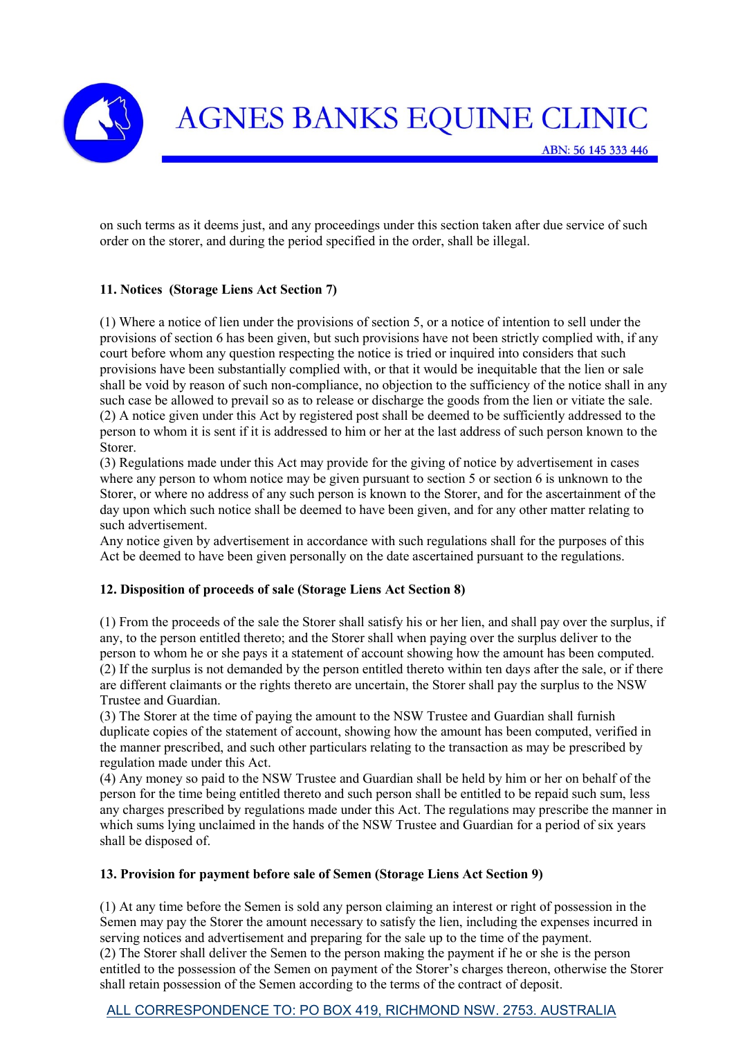on such terms as it deems just, and any proceedings under this section taken after due service of such order on the storer, and during the period specified in the order, shall be illegal.

**11. Notices (Storage Liens Act Section 7)**

(1) Where a notice of lien under the provisions of section 5, or a notice of intention to sell under the provisions of section 6 has been given, but such provisions have not been strictly complied with, if any court before whom any question respecting the notice is tried or inquired into considers that such provisions have been substantially complied with, or that it would be inequitable that the lien or sale shall be void by reason of such non-compliance, no objection to the sufficiency of the notice shall in any such case be allowed to prevail so as to release or discharge the goods from the lien or vitiate the sale.
(2) A notice given under this Act by registered post shall be deemed to be sufficiently addressed to the person to whom it is sent if it is addressed to him or her at the last address of such person known to the Storer.
(3) Regulations made under this Act may provide for the giving of notice by advertisement in cases where any person to whom notice may be given pursuant to section 5 or section 6 is unknown to the Storer, or where no address of any such person is known to the Storer, and for the ascertainment of the day upon which such notice shall be deemed to have been given, and for any other matter relating to such advertisement.
Any notice given by advertisement in accordance with such regulations shall for the purposes of this Act be deemed to have been given personally on the date ascertained pursuant to the regulations.

**12. Disposition of proceeds of sale (Storage Liens Act Section 8)**

(1) From the proceeds of the sale the Storer shall satisfy his or her lien, and shall pay over the surplus, if any, to the person entitled thereto; and the Storer shall when paying over the surplus deliver to the person to whom he or she pays it a statement of account showing how the amount has been computed.
(2) If the surplus is not demanded by the person entitled thereto within ten days after the sale, or if there are different claimants or the rights thereto are uncertain, the Storer shall pay the surplus to the NSW Trustee and Guardian.
(3) The Storer at the time of paying the amount to the NSW Trustee and Guardian shall furnish duplicate copies of the statement of account, showing how the amount has been computed, verified in the manner prescribed, and such other particulars relating to the transaction as may be prescribed by regulation made under this Act.
(4) Any money so paid to the NSW Trustee and Guardian shall be held by him or her on behalf of the person for the time being entitled thereto and such person shall be entitled to be repaid such sum, less any charges prescribed by regulations made under this Act. The regulations may prescribe the manner in which sums lying unclaimed in the hands of the NSW Trustee and Guardian for a period of six years shall be disposed of.

**13. Provision for payment before sale of Semen (Storage Liens Act Section 9)**

(1) At any time before the Semen is sold any person claiming an interest or right of possession in the Semen may pay the Storer the amount necessary to satisfy the lien, including the expenses incurred in serving notices and advertisement and preparing for the sale up to the time of the payment.
(2) The Storer shall deliver the Semen to the person making the payment if he or she is the person entitled to the possession of the Semen on payment of the Storer's charges thereon, otherwise the Storer shall retain possession of the Semen according to the terms of the contract of deposit.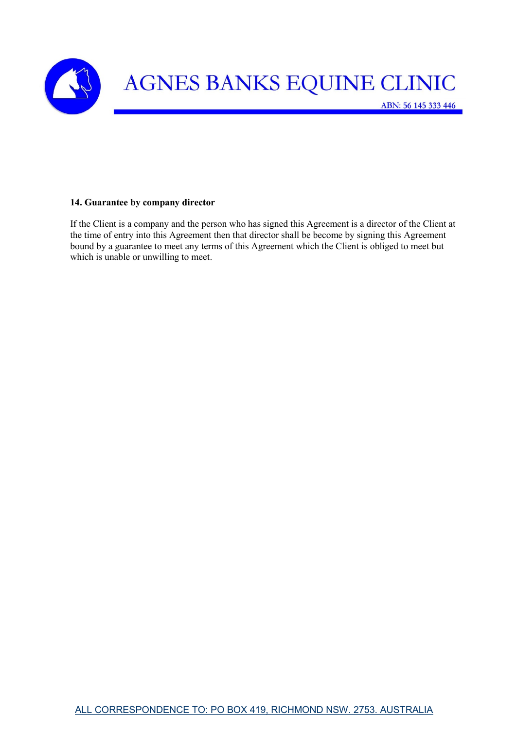### 14. Guarantee by company director

If the Client is a company and the person who has signed this Agreement is a director of the Client at the time of entry into this Agreement then that director shall be become by signing this Agreement bound by a guarantee to meet any terms of this Agreement which the Client is obliged to meet but which is unable or unwilling to meet.